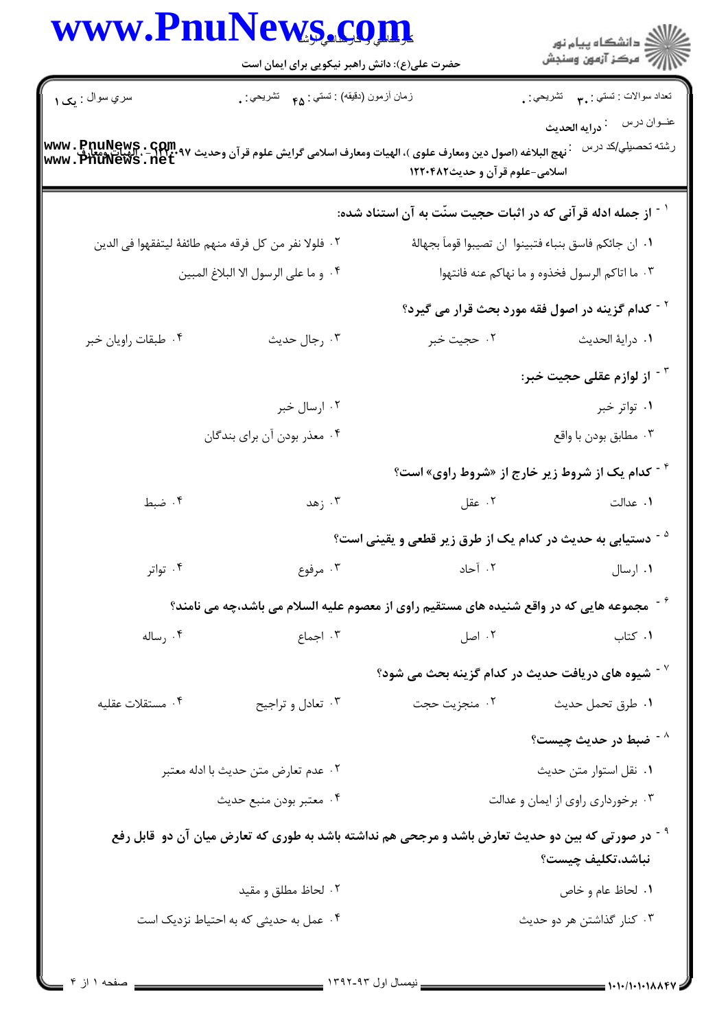سري سوال : یک ۱

زمان آزمون (دقیقه) : تستی : ۴۵ تشریحی : ۰

تعداد سوالات : تستی : ۳۰ تشریحی : ۰

عنوان درس : درایه الحدیث

رشته تحصیلی/کد درس : نهج البلاغه (اصول دین ومعارف علوی )، الهیات ومعارف اسلامی گرایش علوم قرآن وحدیث ۱۲۲۰۰۹۷ -، الهیات ومعارف اسلامی-علوم قرآن و حدیث۱۲۲۰۴۸۲

۱- از جمله ادله قرآنی که در اثبات حجیت سنّت به آن استناد شده:

۱. ان جائکم فاسق بنباء فتبینوا ان تصیبوا قوماً بجهالة

۲. فلولا نفر من کل فرقه منهم طائفة لیتفقهوا فی الدین

۳. ما اتاکم الرسول فخذوه و ما نهاکم عنه فانتهوا

۴. و ما علی الرسول الا البلاغ المبین

۲- کدام گزینه در اصول فقه مورد بحث قرار می گیرد؟

۱. درایة الحدیث

۲. حجیت خبر

۳. رجال حدیث

۴. طبقات راویان خبر

۳- از لوازم عقلی حجیت خبر:

۱. تواتر خبر

۲. ارسال خبر

۳. مطابق بودن با واقع

۴. معذر بودن آن برای بندگان

۴- کدام یک از شروط زیر خارج از «شروط راوی» است؟

۱. عدالت

۲. عقل

۳. زهد

۴. ضبط

۵- دستیابی به حدیث در کدام یک از طرق زیر قطعی و یقینی است؟

۱. ارسال

۲. آحاد

۳. مرفوع

۴. تواتر

۶- مجموعه هایی که در واقع شنیده های مستقیم راوی از معصوم علیه السلام می باشد،چه می نامند؟

۱. کتاب

۲. اصل

۳. اجماع

۴. رساله

۷- شیوه های دریافت حدیث در کدام گزینه بحث می شود؟

۱. طرق تحمل حدیث

۲. منجزیت حجت

۳. تعادل و تراجیح

۴. مستقلات عقلیه

۸- ضبط در حدیث چیست؟

۱. نقل استوار متن حدیث

۲. عدم تعارض متن حدیث با ادله معتبر

۳. برخورداری راوی از ایمان و عدالت

۴. معتبر بودن منبع حدیث

۹- در صورتی که بین دو حدیث تعارض باشد و مرجحی هم نداشته باشد به طوری که تعارض میان آن دو قابل رفع نباشد،تکلیف چیست؟

۱. لحاظ عام و خاص

۲. لحاظ مطلق و مقید

۳. کنار گذاشتن هر دو حدیث

۴. عمل به حدیثی که به احتیاط نزدیک است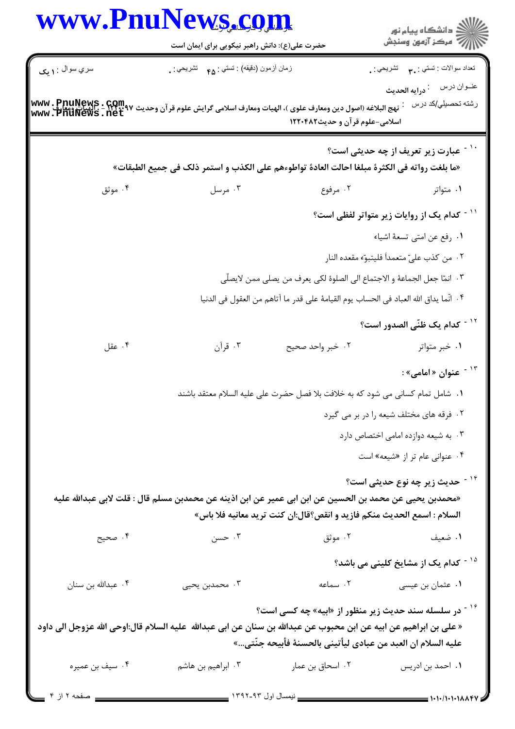**۱۰- عبارت زیر تعریف از چه حدیثی است؟**

**«ما بلغت رواته فی الکثرة مبلغا احالت العادة تواطوءهم علی الکذب و استمر ذلک فی جمیع الطبقات»**

۱. متواتر
۲. مرفوع
۳. مرسل
۴. موثق

**۱۱- کدام یک از روایات زیر متواتر لفظی است؟**

۱. رفع عن امتی تسعة اشیاء
۲. من کذب علیّ متعمداً فلیتبوّء مقعده النار
۳. انمّا جعل الجماعة و الاجتماع الی الصلوة لکی یعرف من یصلی ممن لایصلّی
۴. انّما یداق الله العباد فی الحساب یوم القیامة علی قدر ما آتاهم من العقول فی الدنیا

**۱۲- کدام یک ظنّی الصدور است؟**

۱. خبر متواتر
۲. خبر واحد صحیح
۳. قرآن
۴. عقل

**۱۳- عنوان « امامی» :**

۱. شامل تمام کسانی می شود که به خلافت بلا فصل حضرت علی علیه السلام معتقد باشند
۲. فرقه های مختلف شیعه را در بر می گیرد
۳. به شیعه دوازده امامی اختصاص دارد
۴. عنوانی عام تر از «شیعه» است

**۱۴- حدیث زیر چه نوع حدیثی است؟**

**«محمدبن یحیی عن محمد بن الحسین عن ابن ابی عمیر عن ابن اذینه عن محمدبن مسلم قال : قلت لابی عبدالله علیه السلام : اسمع الحدیث منکم فازید و انقص؟قال:ان کنت ترید معانیه فلا باس»**

۱. ضعیف
۲. موثق
۳. حسن
۴. صحیح

**۱۵- کدام یک از مشایخ کلینی می باشد؟**

۱. عثمان بن عیسی
۲. سماعه
۳. محمدبن یحیی
۴. عبدالله بن سنان

**۱۶- در سلسله سند حدیث زیر منظور از «ابیه» چه کسی است؟**

**« علی بن ابراهیم عن ابیه عن ابن محبوب عن عبدالله بن سنان عن ابی عبدالله علیه السلام قال:اوحی الله عزوجل الی داود علیه السلام ان العبد من عبادی لیأتینی بالحسنة فأبیحه جنّتی...»**

۱. احمد بن ادریس
۲. اسحاق بن عمار
۳. ابراهیم بن هاشم
۴. سیف بن عمیره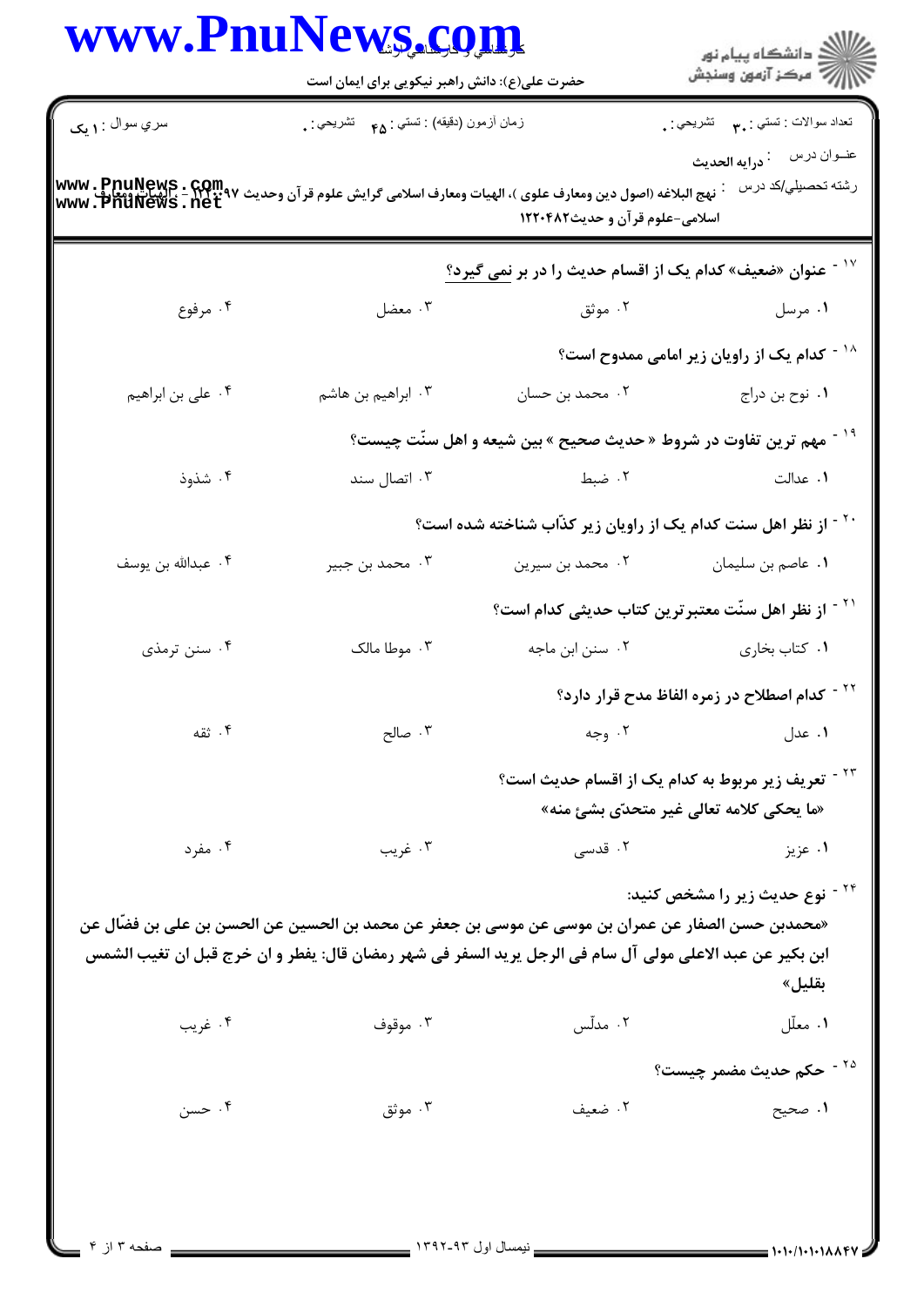۱۷- عنوان «ضعیف» کدام یک از اقسام حدیث را در بر نمی گیرد؟

۱. مرسل
۲. موثق
۳. معضل
۴. مرفوع

۱۸- کدام یک از راویان زیر امامی ممدوح است؟

۱. نوح بن دراج
۲. محمد بن حسان
۳. ابراهیم بن هاشم
۴. علی بن ابراهیم

۱۹- مهم ترین تفاوت در شروط « حدیث صحیح » بین شیعه و اهل سنّت چیست؟

۱. عدالت
۲. ضبط
۳. اتصال سند
۴. شذوذ

۲۰- از نظر اهل سنت کدام یک از راویان زیر کذّاب شناخته شده است؟

۱. عاصم بن سلیمان
۲. محمد بن سیرین
۳. محمد بن جبیر
۴. عبدالله بن یوسف

۲۱- از نظر اهل سنّت معتبرترین کتاب حدیثی کدام است؟

۱. کتاب بخاری
۲. سنن ابن ماجه
۳. موطا مالک
۴. سنن ترمذی

۲۲- کدام اصطلاح در زمره الفاظ مدح قرار دارد؟

۱. عدل
۲. وجه
۳. صالح
۴. ثقه

۲۳- تعریف زیر مربوط به کدام یک از اقسام حدیث است؟

«ما یحکی کلامه تعالی غیر متحدّی بشئ منه»

۱. عزیز
۲. قدسی
۳. غریب
۴. مفرد

۲۴- نوع حدیث زیر را مشخص کنید:

«محمدبن حسن الصفار عن عمران بن موسی عن موسی بن جعفر عن محمد بن الحسین عن الحسن بن علی بن فضّال عن ابن بکیر عن عبد الاعلی مولی آل سام فی الرجل یرید السفر فی شهر رمضان قال: یفطر و ان خرج قبل ان تغیب الشمس بقلیل»

۱. معلّل
۲. مدلّس
۳. موقوف
۴. غریب

۲۵- حکم حدیث مضمر چیست؟

۱. صحیح
۲. ضعیف
۳. موثق
۴. حسن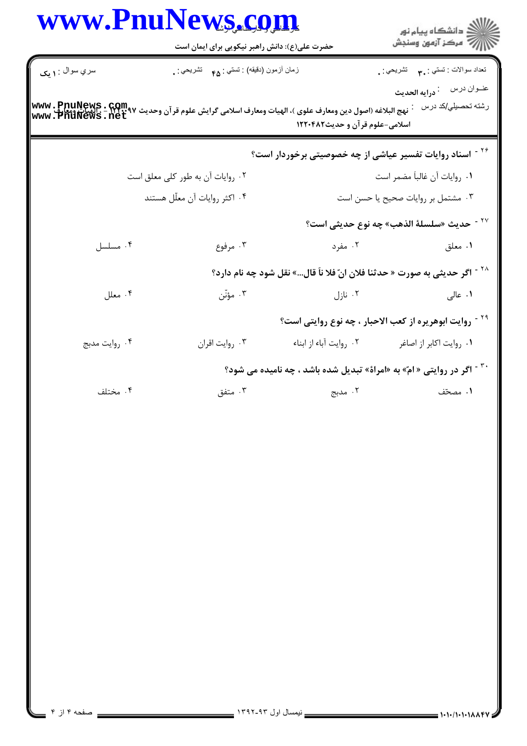۲۶ - اسناد روایات تفسیر عیاشی از چه خصوصیتی برخوردار است؟

۱. روایات آن غالباً مضمر است

۲. روایات آن به طور کلی معلق است

۳. مشتمل بر روایات صحیح یا حسن است

۴. اکثر روایات آن معلّل هستند

۲۷ - حدیث «سلسلةُ الذهب» چه نوع حدیثی است؟

۱. معلق

۲. مفرد

۳. مرفوع

۴. مسلسل

۲۸ - اگر حدیثی به صورت « حدثنا فلان انّ فلا ناً قال...» نقل شود چه نام دارد؟

۱. عالی

۲. نازل

۳. مؤنّن

۴. معلل

۲۹ - روایت ابوهریره از کعب الاحبار ، چه نوع روایتی است؟

۱. روایت اکابر از اصاغر

۲. روایت آباء از ابناء

۳. روایت اقران

۴. روایت مدبج

۳۰ - اگر در روایتی « امّ» به «امرأة» تبدیل شده باشد ، چه نامیده می شود؟

۱. مصحف

۲. مدبج

۳. متفق

۴. مختلف